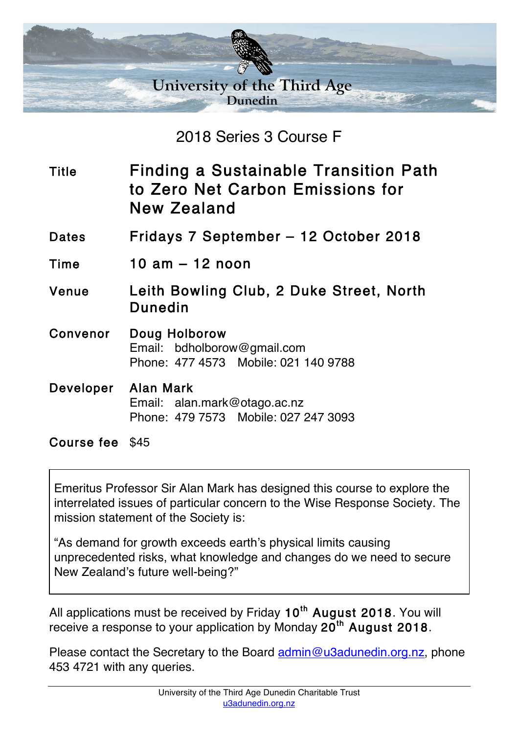# University of the Third Age
## Dunedin

## 2018 Series 3 Course F

| | |
|---|---|
| Title | **Finding a Sustainable Transition Path to Zero Net Carbon Emissions for New Zealand** |
| Dates | **Fridays 7 September – 12 October 2018** |
| Time | **10 am – 12 noon** |
| Venue | **Leith Bowling Club, 2 Duke Street, North Dunedin** |
| Convenor | **Doug Holborow**<br>Email: bdholborow@gmail.com<br>Phone: 477 4573 Mobile: 021 140 9788 |
| Developer | **Alan Mark**<br>Email: alan.mark@otago.ac.nz<br>Phone: 479 7573 Mobile: 027 247 3093 |
| Course fee | $45 |

Emeritus Professor Sir Alan Mark has designed this course to explore the interrelated issues of particular concern to the Wise Response Society. The mission statement of the Society is:

"As demand for growth exceeds earth's physical limits causing unprecedented risks, what knowledge and changes do we need to secure New Zealand's future well-being?"

All applications must be received by Friday **10th August 2018**. You will receive a response to your application by Monday **20th August 2018**.

Please contact the Secretary to the Board admin@u3adunedin.org.nz, phone 453 4721 with any queries.

University of the Third Age Dunedin Charitable Trust
u3adunedin.org.nz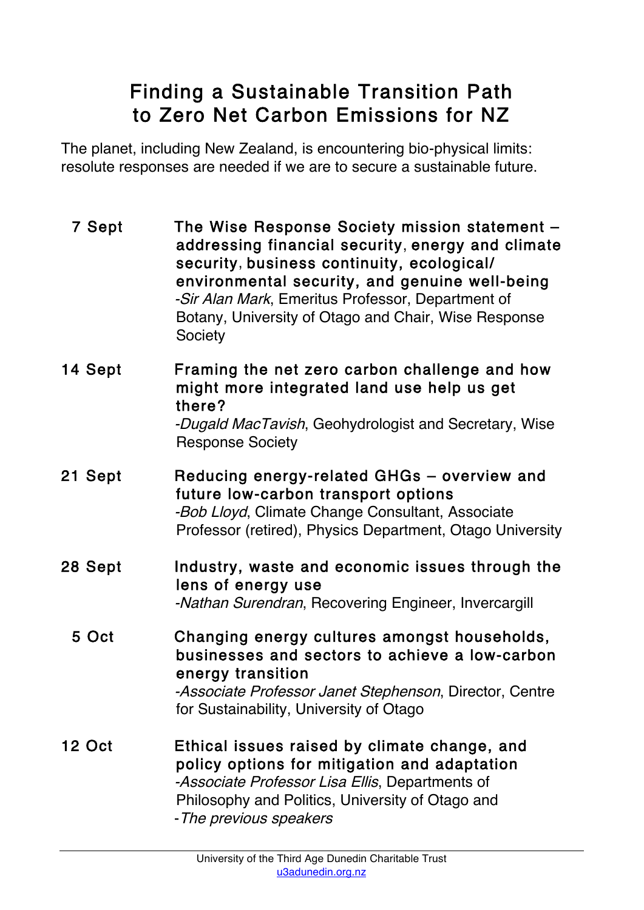# Finding a Sustainable Transition Path to Zero Net Carbon Emissions for NZ

The planet, including New Zealand, is encountering bio-physical limits: resolute responses are needed if we are to secure a sustainable future.

| | |
|---|---|
| 7 Sept | **The Wise Response Society mission statement – addressing financial security, energy and climate security, business continuity, ecological/ environmental security, and genuine well-being**<br>-*Sir Alan Mark*, Emeritus Professor, Department of Botany, University of Otago and Chair, Wise Response Society |
| 14 Sept | **Framing the net zero carbon challenge and how might more integrated land use help us get there?**<br>-*Dugald MacTavish*, Geohydrologist and Secretary, Wise Response Society |
| 21 Sept | **Reducing energy-related GHGs – overview and future low-carbon transport options**<br>-*Bob Lloyd*, Climate Change Consultant, Associate Professor (retired), Physics Department, Otago University |
| 28 Sept | **Industry, waste and economic issues through the lens of energy use**<br>-*Nathan Surendran*, Recovering Engineer, Invercargill |
| 5 Oct | **Changing energy cultures amongst households, businesses and sectors to achieve a low-carbon energy transition**<br>-*Associate Professor Janet Stephenson*, Director, Centre for Sustainability, University of Otago |
| 12 Oct | **Ethical issues raised by climate change, and policy options for mitigation and adaptation**<br>-*Associate Professor Lisa Ellis*, Departments of Philosophy and Politics, University of Otago and<br>-*The previous speakers* |

University of the Third Age Dunedin Charitable Trust
u3adunedin.org.nz